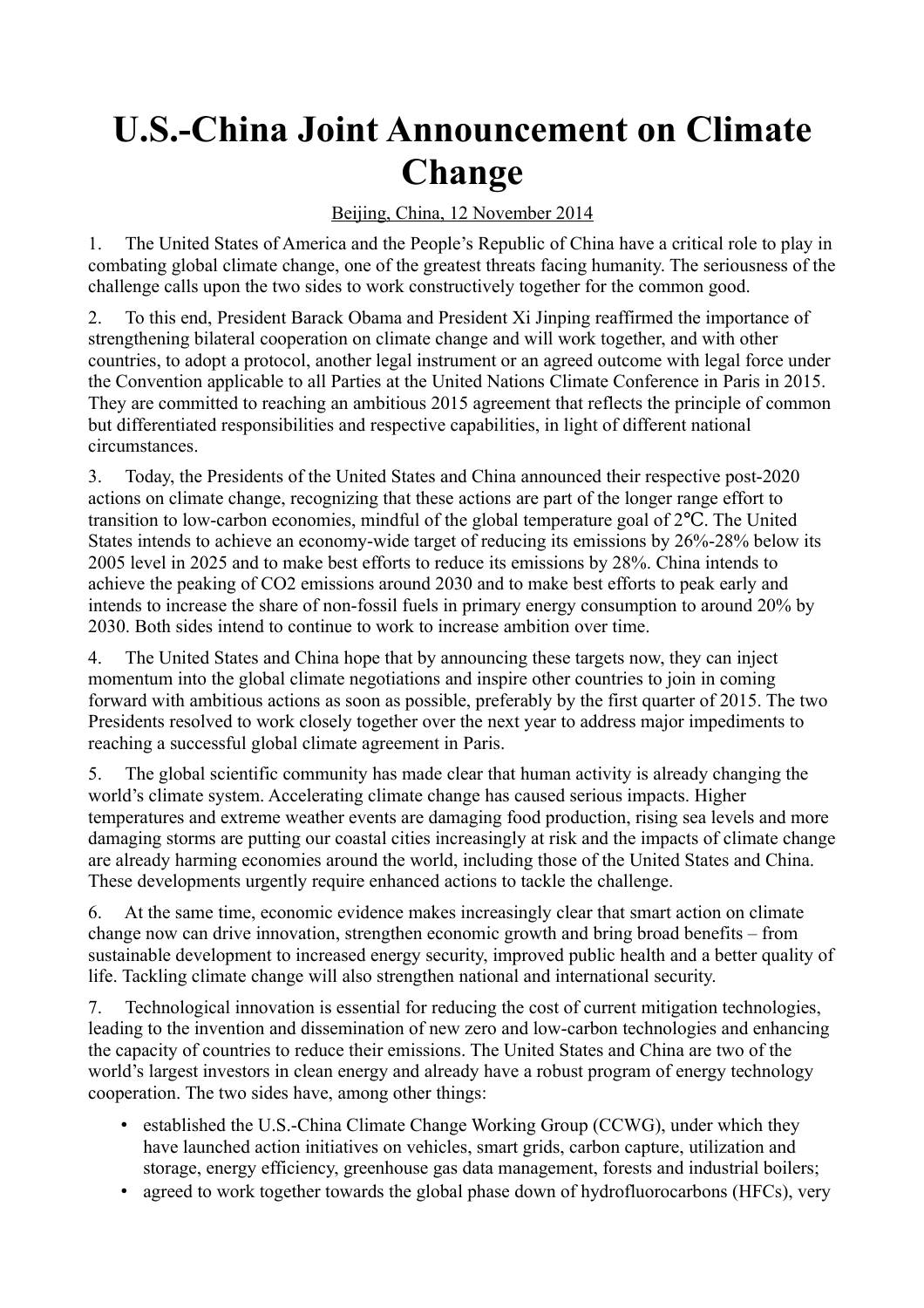# U.S.-China Joint Announcement on Climate Change

Beijing, China, 12 November 2014

1. The United States of America and the People's Republic of China have a critical role to play in combating global climate change, one of the greatest threats facing humanity. The seriousness of the challenge calls upon the two sides to work constructively together for the common good.

2. To this end, President Barack Obama and President Xi Jinping reaffirmed the importance of strengthening bilateral cooperation on climate change and will work together, and with other countries, to adopt a protocol, another legal instrument or an agreed outcome with legal force under the Convention applicable to all Parties at the United Nations Climate Conference in Paris in 2015. They are committed to reaching an ambitious 2015 agreement that reflects the principle of common but differentiated responsibilities and respective capabilities, in light of different national circumstances.

3. Today, the Presidents of the United States and China announced their respective post-2020 actions on climate change, recognizing that these actions are part of the longer range effort to transition to low-carbon economies, mindful of the global temperature goal of 2℃. The United States intends to achieve an economy-wide target of reducing its emissions by 26%-28% below its 2005 level in 2025 and to make best efforts to reduce its emissions by 28%. China intends to achieve the peaking of $CO_2$ emissions around 2030 and to make best efforts to peak early and intends to increase the share of non-fossil fuels in primary energy consumption to around 20% by 2030. Both sides intend to continue to work to increase ambition over time.

4. The United States and China hope that by announcing these targets now, they can inject momentum into the global climate negotiations and inspire other countries to join in coming forward with ambitious actions as soon as possible, preferably by the first quarter of 2015. The two Presidents resolved to work closely together over the next year to address major impediments to reaching a successful global climate agreement in Paris.

5. The global scientific community has made clear that human activity is already changing the world's climate system. Accelerating climate change has caused serious impacts. Higher temperatures and extreme weather events are damaging food production, rising sea levels and more damaging storms are putting our coastal cities increasingly at risk and the impacts of climate change are already harming economies around the world, including those of the United States and China. These developments urgently require enhanced actions to tackle the challenge.

6. At the same time, economic evidence makes increasingly clear that smart action on climate change now can drive innovation, strengthen economic growth and bring broad benefits – from sustainable development to increased energy security, improved public health and a better quality of life. Tackling climate change will also strengthen national and international security.

7. Technological innovation is essential for reducing the cost of current mitigation technologies, leading to the invention and dissemination of new zero and low-carbon technologies and enhancing the capacity of countries to reduce their emissions. The United States and China are two of the world's largest investors in clean energy and already have a robust program of energy technology cooperation. The two sides have, among other things:

- established the U.S.-China Climate Change Working Group (CCWG), under which they have launched action initiatives on vehicles, smart grids, carbon capture, utilization and storage, energy efficiency, greenhouse gas data management, forests and industrial boilers;
- agreed to work together towards the global phase down of hydrofluorocarbons (HFCs), very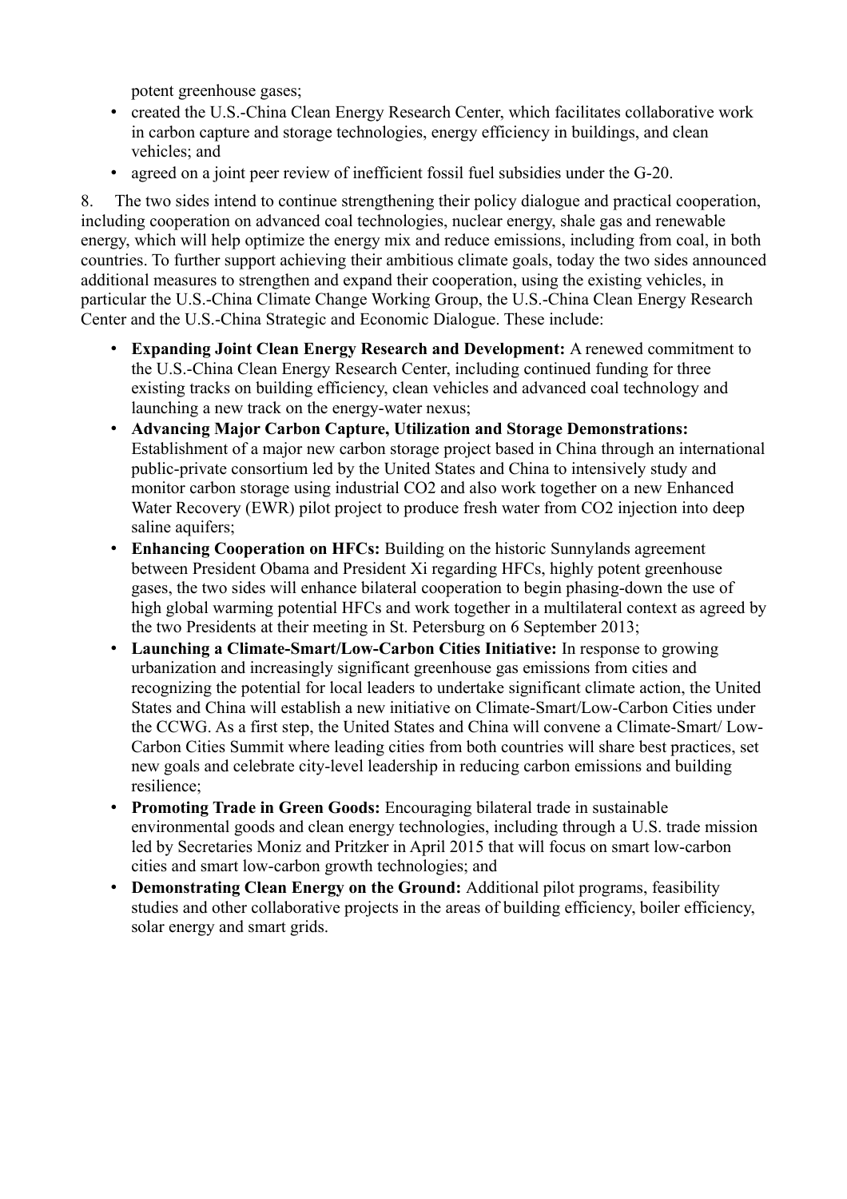potent greenhouse gases;

- created the U.S.-China Clean Energy Research Center, which facilitates collaborative work in carbon capture and storage technologies, energy efficiency in buildings, and clean vehicles; and
- agreed on a joint peer review of inefficient fossil fuel subsidies under the G-20.

8. The two sides intend to continue strengthening their policy dialogue and practical cooperation, including cooperation on advanced coal technologies, nuclear energy, shale gas and renewable energy, which will help optimize the energy mix and reduce emissions, including from coal, in both countries. To further support achieving their ambitious climate goals, today the two sides announced additional measures to strengthen and expand their cooperation, using the existing vehicles, in particular the U.S.-China Climate Change Working Group, the U.S.-China Clean Energy Research Center and the U.S.-China Strategic and Economic Dialogue. These include:

- **Expanding Joint Clean Energy Research and Development:** A renewed commitment to the U.S.-China Clean Energy Research Center, including continued funding for three existing tracks on building efficiency, clean vehicles and advanced coal technology and launching a new track on the energy-water nexus;
- **Advancing Major Carbon Capture, Utilization and Storage Demonstrations:** Establishment of a major new carbon storage project based in China through an international public-private consortium led by the United States and China to intensively study and monitor carbon storage using industrial $CO_2$ and also work together on a new Enhanced Water Recovery (EWR) pilot project to produce fresh water from $CO_2$ injection into deep saline aquifers;
- **Enhancing Cooperation on HFCs:** Building on the historic Sunnylands agreement between President Obama and President Xi regarding HFCs, highly potent greenhouse gases, the two sides will enhance bilateral cooperation to begin phasing-down the use of high global warming potential HFCs and work together in a multilateral context as agreed by the two Presidents at their meeting in St. Petersburg on 6 September 2013;
- **Launching a Climate-Smart/Low-Carbon Cities Initiative:** In response to growing urbanization and increasingly significant greenhouse gas emissions from cities and recognizing the potential for local leaders to undertake significant climate action, the United States and China will establish a new initiative on Climate-Smart/Low-Carbon Cities under the CCWG. As a first step, the United States and China will convene a Climate-Smart/ Low-Carbon Cities Summit where leading cities from both countries will share best practices, set new goals and celebrate city-level leadership in reducing carbon emissions and building resilience;
- **Promoting Trade in Green Goods:** Encouraging bilateral trade in sustainable environmental goods and clean energy technologies, including through a U.S. trade mission led by Secretaries Moniz and Pritzker in April 2015 that will focus on smart low-carbon cities and smart low-carbon growth technologies; and
- **Demonstrating Clean Energy on the Ground:** Additional pilot programs, feasibility studies and other collaborative projects in the areas of building efficiency, boiler efficiency, solar energy and smart grids.